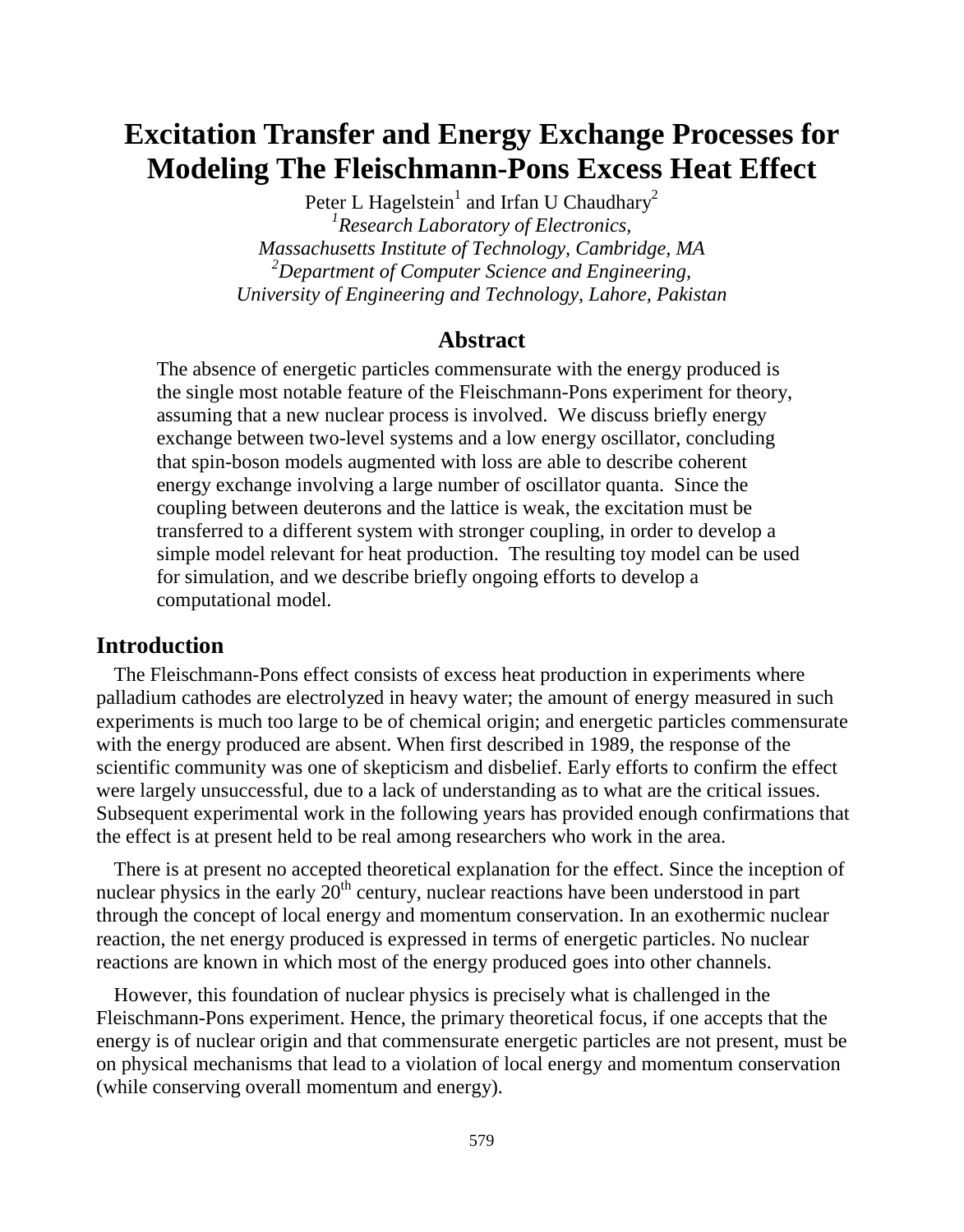# Excitation Transfer and Energy Exchange Processes for Modeling The Fleischmann-Pons Excess Heat Effect

Peter L Hagelstein[1] and Irfan U Chaudhary[2]

[1]*Research Laboratory of Electronics, Massachusetts Institute of Technology, Cambridge, MA*

[2]*Department of Computer Science and Engineering, University of Engineering and Technology, Lahore, Pakistan*

## Abstract

The absence of energetic particles commensurate with the energy produced is the single most notable feature of the Fleischmann-Pons experiment for theory, assuming that a new nuclear process is involved. We discuss briefly energy exchange between two-level systems and a low energy oscillator, concluding that spin-boson models augmented with loss are able to describe coherent energy exchange involving a large number of oscillator quanta. Since the coupling between deuterons and the lattice is weak, the excitation must be transferred to a different system with stronger coupling, in order to develop a simple model relevant for heat production. The resulting toy model can be used for simulation, and we describe briefly ongoing efforts to develop a computational model.

## Introduction

The Fleischmann-Pons effect consists of excess heat production in experiments where palladium cathodes are electrolyzed in heavy water; the amount of energy measured in such experiments is much too large to be of chemical origin; and energetic particles commensurate with the energy produced are absent. When first described in 1989, the response of the scientific community was one of skepticism and disbelief. Early efforts to confirm the effect were largely unsuccessful, due to a lack of understanding as to what are the critical issues. Subsequent experimental work in the following years has provided enough confirmations that the effect is at present held to be real among researchers who work in the area.

There is at present no accepted theoretical explanation for the effect. Since the inception of nuclear physics in the early 20th century, nuclear reactions have been understood in part through the concept of local energy and momentum conservation. In an exothermic nuclear reaction, the net energy produced is expressed in terms of energetic particles. No nuclear reactions are known in which most of the energy produced goes into other channels.

However, this foundation of nuclear physics is precisely what is challenged in the Fleischmann-Pons experiment. Hence, the primary theoretical focus, if one accepts that the energy is of nuclear origin and that commensurate energetic particles are not present, must be on physical mechanisms that lead to a violation of local energy and momentum conservation (while conserving overall momentum and energy).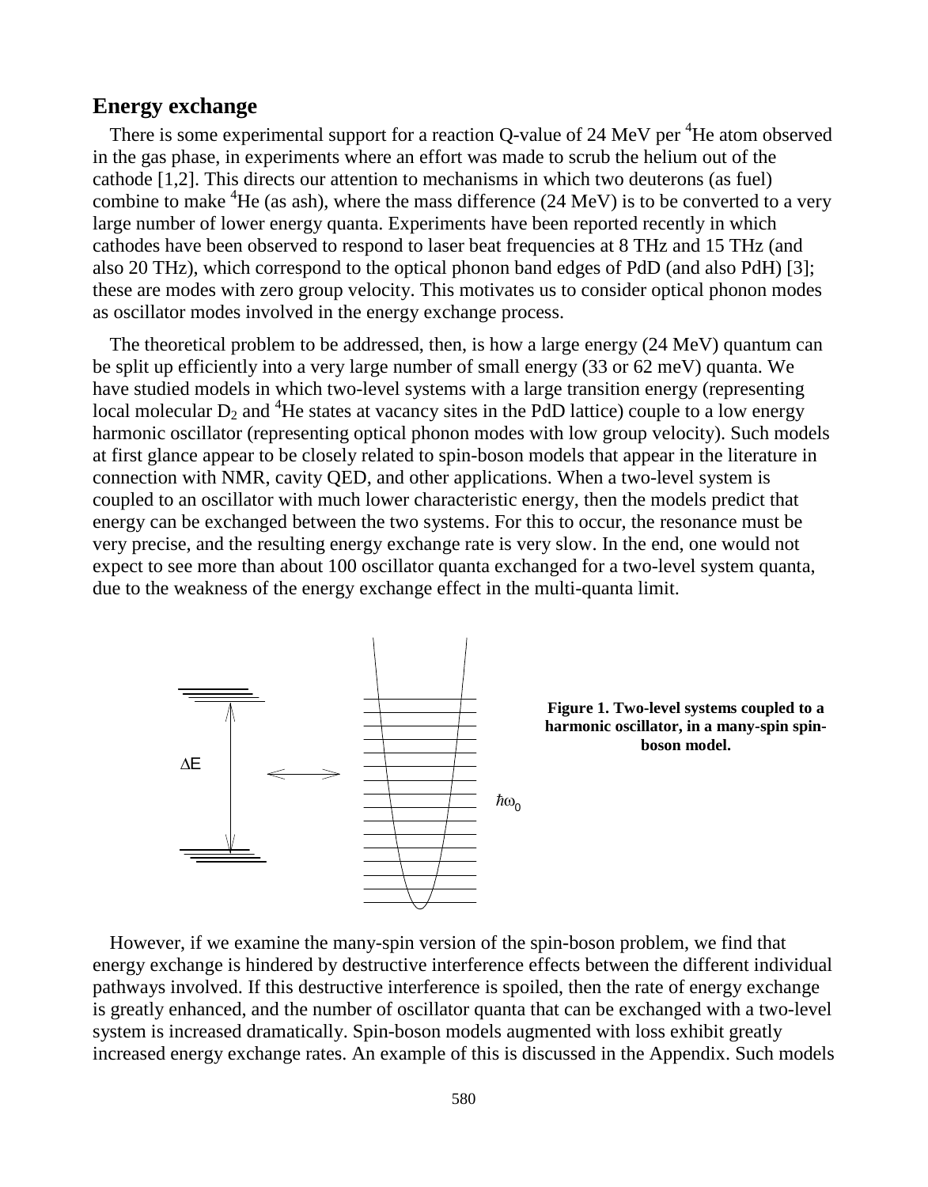## Energy exchange

There is some experimental support for a reaction Q-value of 24 MeV per $^4$He atom observed in the gas phase, in experiments where an effort was made to scrub the helium out of the cathode [1,2]. This directs our attention to mechanisms in which two deuterons (as fuel) combine to make $^4$He (as ash), where the mass difference (24 MeV) is to be converted to a very large number of lower energy quanta. Experiments have been reported recently in which cathodes have been observed to respond to laser beat frequencies at 8 THz and 15 THz (and also 20 THz), which correspond to the optical phonon band edges of PdD (and also PdH) [3]; these are modes with zero group velocity. This motivates us to consider optical phonon modes as oscillator modes involved in the energy exchange process.

The theoretical problem to be addressed, then, is how a large energy (24 MeV) quantum can be split up efficiently into a very large number of small energy (33 or 62 meV) quanta. We have studied models in which two-level systems with a large transition energy (representing local molecular $D_2$ and $^4$He states at vacancy sites in the PdD lattice) couple to a low energy harmonic oscillator (representing optical phonon modes with low group velocity). Such models at first glance appear to be closely related to spin-boson models that appear in the literature in connection with NMR, cavity QED, and other applications. When a two-level system is coupled to an oscillator with much lower characteristic energy, then the models predict that energy can be exchanged between the two systems. For this to occur, the resonance must be very precise, and the resulting energy exchange rate is very slow. In the end, one would not expect to see more than about 100 oscillator quanta exchanged for a two-level system quanta, due to the weakness of the energy exchange effect in the multi-quanta limit.

ΔE

$\hbar\omega_0$

**Figure 1. Two-level systems coupled to a harmonic oscillator, in a many-spin spin-boson model.**

However, if we examine the many-spin version of the spin-boson problem, we find that energy exchange is hindered by destructive interference effects between the different individual pathways involved. If this destructive interference is spoiled, then the rate of energy exchange is greatly enhanced, and the number of oscillator quanta that can be exchanged with a two-level system is increased dramatically. Spin-boson models augmented with loss exhibit greatly increased energy exchange rates. An example of this is discussed in the Appendix. Such models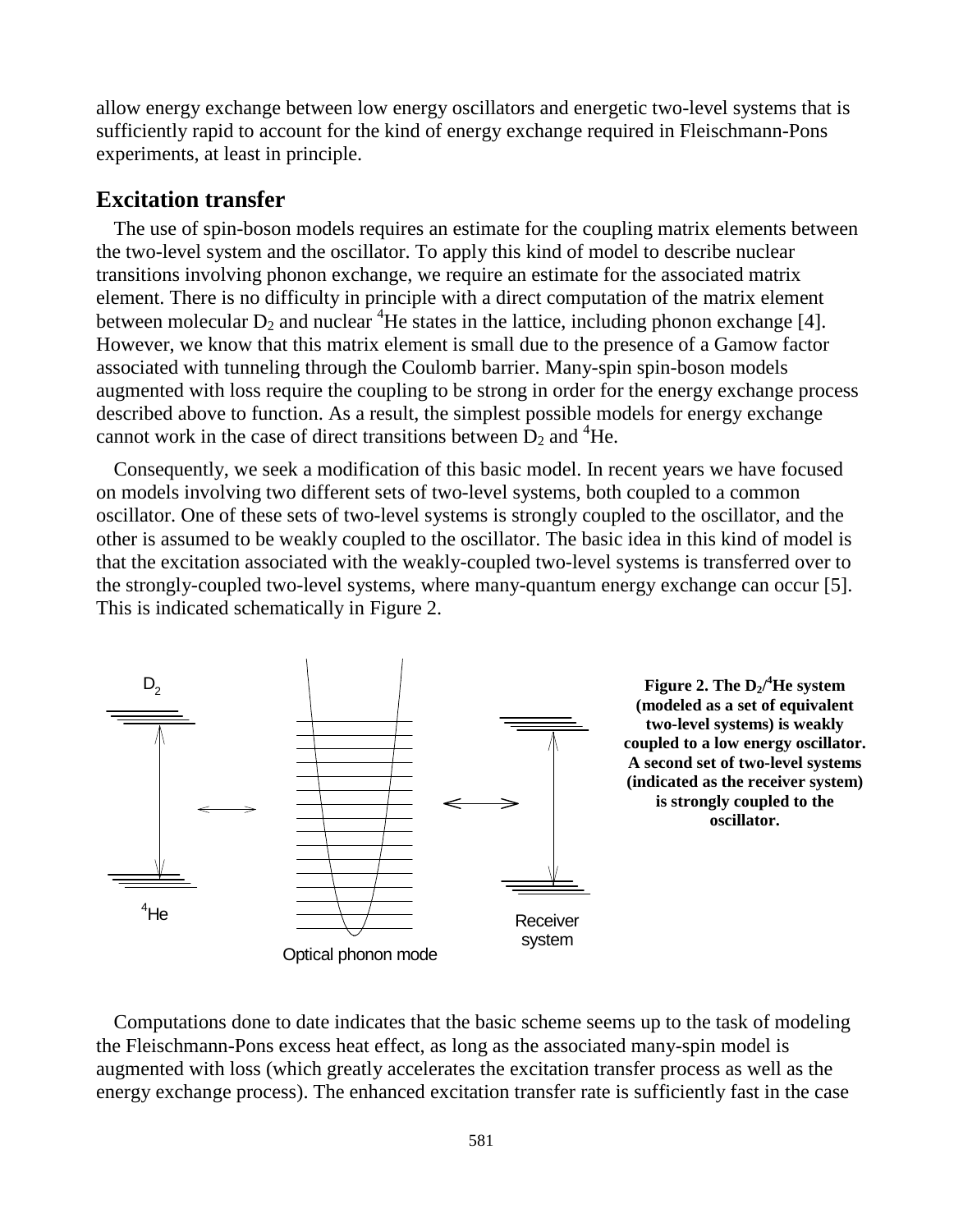allow energy exchange between low energy oscillators and energetic two-level systems that is sufficiently rapid to account for the kind of energy exchange required in Fleischmann-Pons experiments, at least in principle.

## Excitation transfer

The use of spin-boson models requires an estimate for the coupling matrix elements between the two-level system and the oscillator. To apply this kind of model to describe nuclear transitions involving phonon exchange, we require an estimate for the associated matrix element. There is no difficulty in principle with a direct computation of the matrix element between molecular $D_2$ and nuclear $^4$He states in the lattice, including phonon exchange [4]. However, we know that this matrix element is small due to the presence of a Gamow factor associated with tunneling through the Coulomb barrier. Many-spin spin-boson models augmented with loss require the coupling to be strong in order for the energy exchange process described above to function. As a result, the simplest possible models for energy exchange cannot work in the case of direct transitions between $D_2$ and $^4$He.

Consequently, we seek a modification of this basic model. In recent years we have focused on models involving two different sets of two-level systems, both coupled to a common oscillator. One of these sets of two-level systems is strongly coupled to the oscillator, and the other is assumed to be weakly coupled to the oscillator. The basic idea in this kind of model is that the excitation associated with the weakly-coupled two-level systems is transferred over to the strongly-coupled two-level systems, where many-quantum energy exchange can occur [5]. This is indicated schematically in Figure 2.

$D_2$

$^4$He

Optical phonon mode

Receiver system

**Figure 2. The $D_2$/$^4$He system (modeled as a set of equivalent two-level systems) is weakly coupled to a low energy oscillator. A second set of two-level systems (indicated as the receiver system) is strongly coupled to the oscillator.**

Computations done to date indicates that the basic scheme seems up to the task of modeling the Fleischmann-Pons excess heat effect, as long as the associated many-spin model is augmented with loss (which greatly accelerates the excitation transfer process as well as the energy exchange process). The enhanced excitation transfer rate is sufficiently fast in the case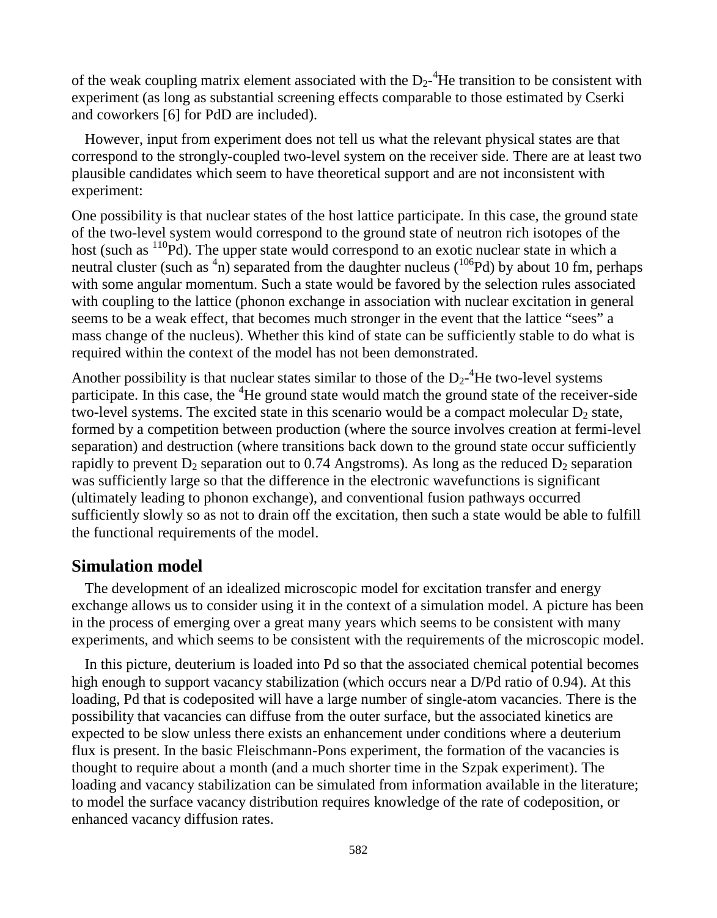of the weak coupling matrix element associated with the $D_2$-$^4He$ transition to be consistent with experiment (as long as substantial screening effects comparable to those estimated by Cserki and coworkers [6] for PdD are included).

However, input from experiment does not tell us what the relevant physical states are that correspond to the strongly-coupled two-level system on the receiver side. There are at least two plausible candidates which seem to have theoretical support and are not inconsistent with experiment:

One possibility is that nuclear states of the host lattice participate. In this case, the ground state of the two-level system would correspond to the ground state of neutron rich isotopes of the host (such as $^{110}Pd$). The upper state would correspond to an exotic nuclear state in which a neutral cluster (such as $^4n$) separated from the daughter nucleus ($^{106}Pd$) by about 10 fm, perhaps with some angular momentum. Such a state would be favored by the selection rules associated with coupling to the lattice (phonon exchange in association with nuclear excitation in general seems to be a weak effect, that becomes much stronger in the event that the lattice "sees" a mass change of the nucleus). Whether this kind of state can be sufficiently stable to do what is required within the context of the model has not been demonstrated.

Another possibility is that nuclear states similar to those of the $D_2$-$^4He$ two-level systems participate. In this case, the $^4He$ ground state would match the ground state of the receiver-side two-level systems. The excited state in this scenario would be a compact molecular $D_2$ state, formed by a competition between production (where the source involves creation at fermi-level separation) and destruction (where transitions back down to the ground state occur sufficiently rapidly to prevent $D_2$ separation out to 0.74 Angstroms). As long as the reduced $D_2$ separation was sufficiently large so that the difference in the electronic wavefunctions is significant (ultimately leading to phonon exchange), and conventional fusion pathways occurred sufficiently slowly so as not to drain off the excitation, then such a state would be able to fulfill the functional requirements of the model.

## Simulation model

The development of an idealized microscopic model for excitation transfer and energy exchange allows us to consider using it in the context of a simulation model. A picture has been in the process of emerging over a great many years which seems to be consistent with many experiments, and which seems to be consistent with the requirements of the microscopic model.

In this picture, deuterium is loaded into Pd so that the associated chemical potential becomes high enough to support vacancy stabilization (which occurs near a D/Pd ratio of 0.94). At this loading, Pd that is codeposited will have a large number of single-atom vacancies. There is the possibility that vacancies can diffuse from the outer surface, but the associated kinetics are expected to be slow unless there exists an enhancement under conditions where a deuterium flux is present. In the basic Fleischmann-Pons experiment, the formation of the vacancies is thought to require about a month (and a much shorter time in the Szpak experiment). The loading and vacancy stabilization can be simulated from information available in the literature; to model the surface vacancy distribution requires knowledge of the rate of codeposition, or enhanced vacancy diffusion rates.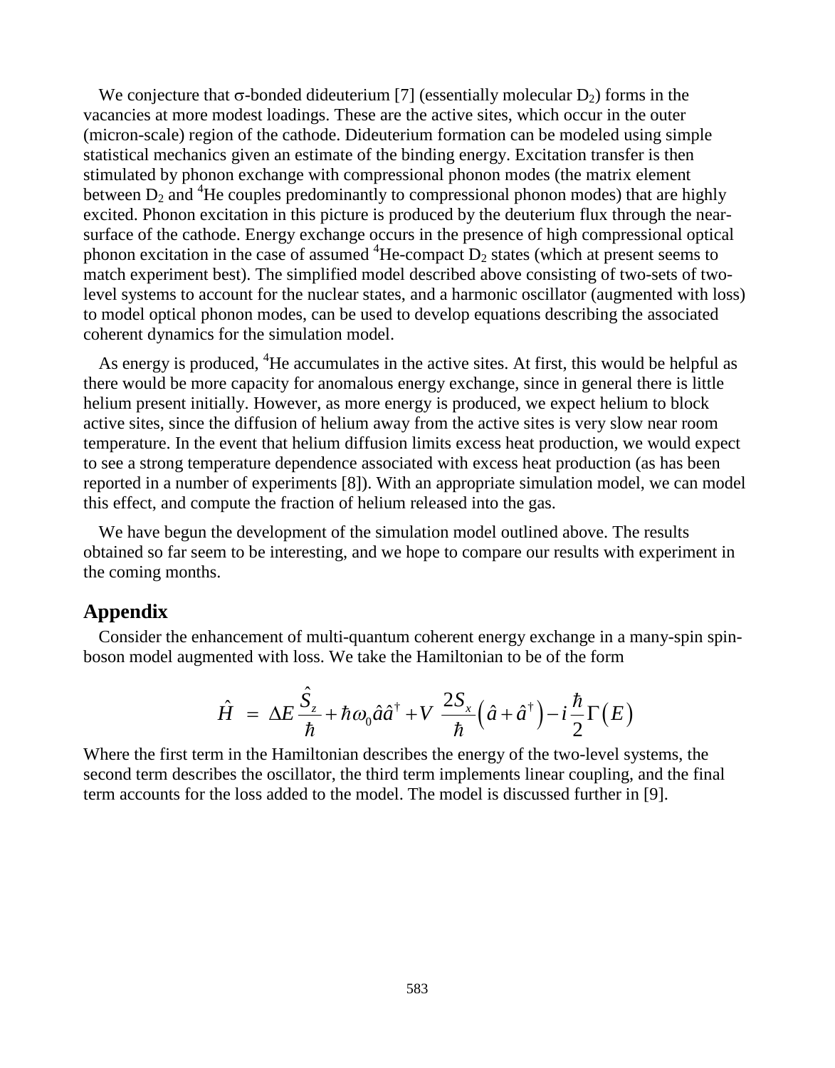We conjecture that σ-bonded dideuterium [7] (essentially molecular $D_2$) forms in the vacancies at more modest loadings. These are the active sites, which occur in the outer (micron-scale) region of the cathode. Dideuterium formation can be modeled using simple statistical mechanics given an estimate of the binding energy. Excitation transfer is then stimulated by phonon exchange with compressional phonon modes (the matrix element between $D_2$ and $^4He$ couples predominantly to compressional phonon modes) that are highly excited. Phonon excitation in this picture is produced by the deuterium flux through the near-surface of the cathode. Energy exchange occurs in the presence of high compressional optical phonon excitation in the case of assumed $^4He$-compact $D_2$ states (which at present seems to match experiment best). The simplified model described above consisting of two-sets of two-level systems to account for the nuclear states, and a harmonic oscillator (augmented with loss) to model optical phonon modes, can be used to develop equations describing the associated coherent dynamics for the simulation model.

As energy is produced, $^4He$ accumulates in the active sites. At first, this would be helpful as there would be more capacity for anomalous energy exchange, since in general there is little helium present initially. However, as more energy is produced, we expect helium to block active sites, since the diffusion of helium away from the active sites is very slow near room temperature. In the event that helium diffusion limits excess heat production, we would expect to see a strong temperature dependence associated with excess heat production (as has been reported in a number of experiments [8]). With an appropriate simulation model, we can model this effect, and compute the fraction of helium released into the gas.

We have begun the development of the simulation model outlined above. The results obtained so far seem to be interesting, and we hope to compare our results with experiment in the coming months.

## Appendix

Consider the enhancement of multi-quantum coherent energy exchange in a many-spin spin-boson model augmented with loss. We take the Hamiltonian to be of the form

$$\hat{H} \; = \; \Delta E \frac{\hat{S}_z}{\hbar} + \hbar\omega_0 \hat{a}\hat{a}^\dagger + V \; \frac{2S_x}{\hbar}\left(\hat{a} + \hat{a}^\dagger\right) - i\frac{\hbar}{2}\Gamma\left(E\right)$$

Where the first term in the Hamiltonian describes the energy of the two-level systems, the second term describes the oscillator, the third term implements linear coupling, and the final term accounts for the loss added to the model. The model is discussed further in [9].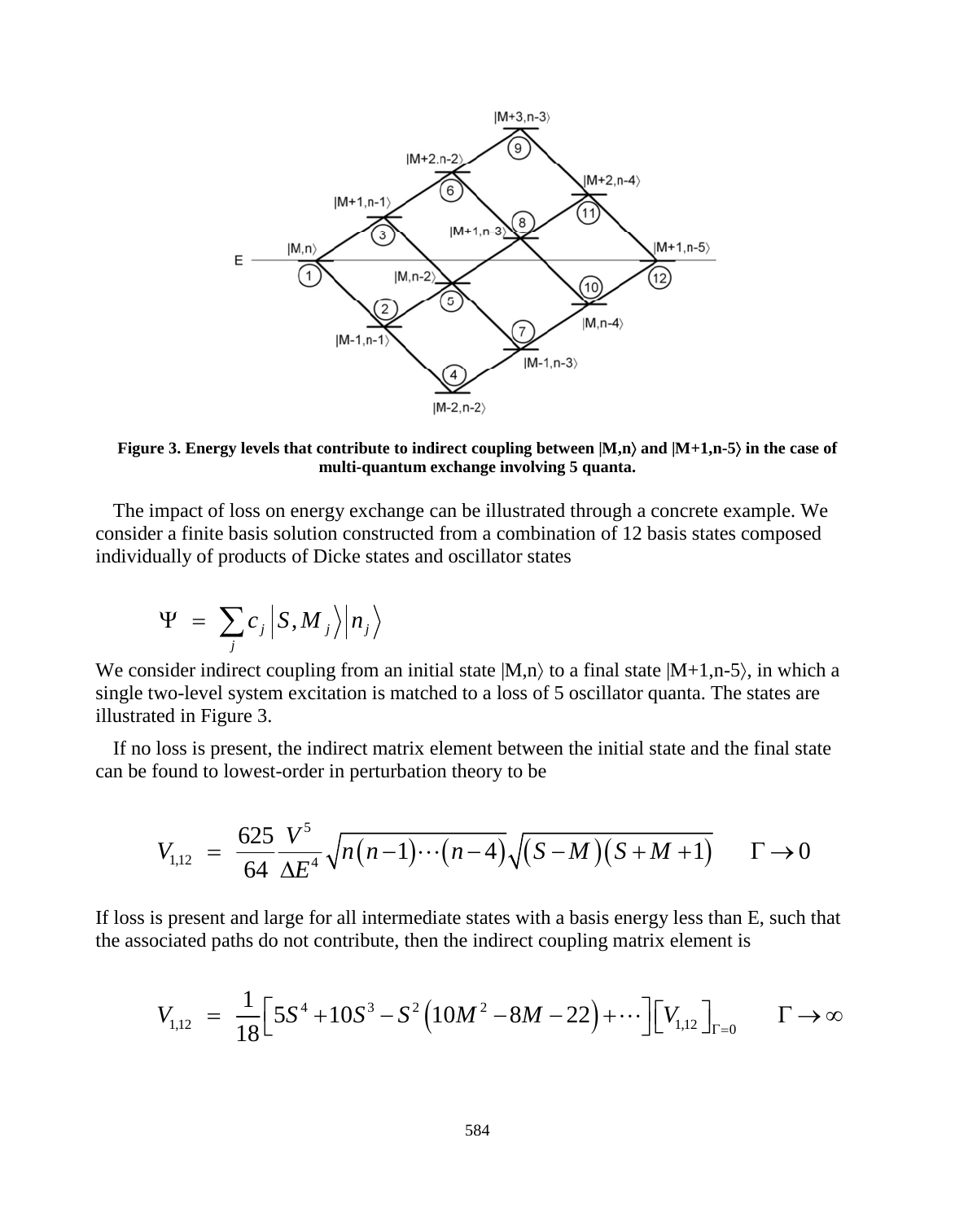|M+3,n-3⟩

|M+2,n-2⟩

|M+2,n-4⟩

|M+1,n-1⟩

|M+1,n-3⟩

|M,n⟩

|M+1,n-5⟩

E

|M,n-2⟩

|M-1,n-1⟩

|M,n-4⟩

|M-1,n-3⟩

|M-2,n-2⟩

1 2 3 4 5 6 7 8 9 10 11 12

**Figure 3. Energy levels that contribute to indirect coupling between |M,n⟩ and |M+1,n-5⟩ in the case of multi-quantum exchange involving 5 quanta.**

The impact of loss on energy exchange can be illustrated through a concrete example. We consider a finite basis solution constructed from a combination of 12 basis states composed individually of products of Dicke states and oscillator states

$$\Psi \;=\; \sum_j c_j \left| S, M_j \right\rangle \left| n_j \right\rangle$$

We consider indirect coupling from an initial state |M,n⟩ to a final state |M+1,n-5⟩, in which a single two-level system excitation is matched to a loss of 5 oscillator quanta. The states are illustrated in Figure 3.

If no loss is present, the indirect matrix element between the initial state and the final state can be found to lowest-order in perturbation theory to be

$$V_{1,12} \;=\; \frac{625}{64}\frac{V^5}{\Delta E^4}\sqrt{n(n-1)\cdots(n-4)}\sqrt{(S-M)(S+M+1)} \qquad \Gamma \to 0$$

If loss is present and large for all intermediate states with a basis energy less than E, such that the associated paths do not contribute, then the indirect coupling matrix element is

$$V_{1,12} \;=\; \frac{1}{18}\left[5S^4 + 10S^3 - S^2\left(10M^2 - 8M - 22\right) + \cdots\right]\left[V_{1,12}\right]_{\Gamma=0} \qquad \Gamma \to \infty$$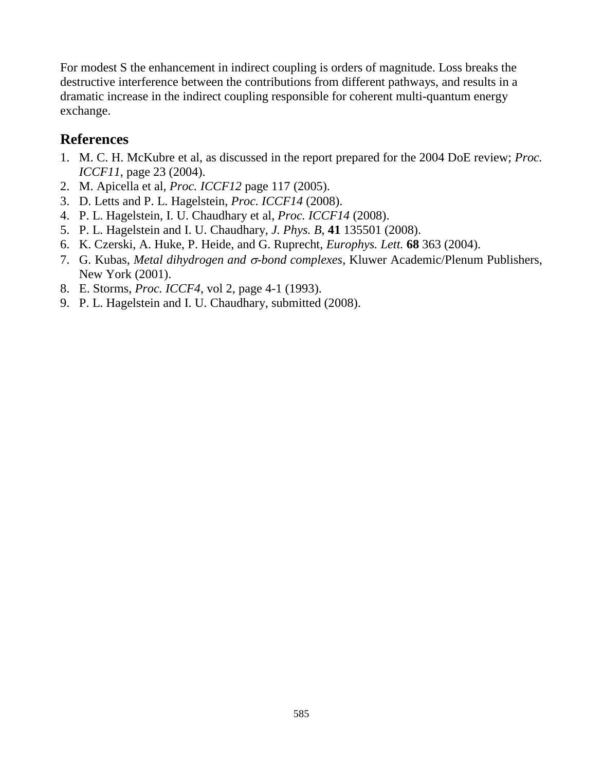For modest S the enhancement in indirect coupling is orders of magnitude. Loss breaks the destructive interference between the contributions from different pathways, and results in a dramatic increase in the indirect coupling responsible for coherent multi-quantum energy exchange.

## References

1. M. C. H. McKubre et al, as discussed in the report prepared for the 2004 DoE review; *Proc. ICCF11*, page 23 (2004).
2. M. Apicella et al, *Proc. ICCF12* page 117 (2005).
3. D. Letts and P. L. Hagelstein, *Proc. ICCF14* (2008).
4. P. L. Hagelstein, I. U. Chaudhary et al, *Proc. ICCF14* (2008).
5. P. L. Hagelstein and I. U. Chaudhary, *J. Phys. B*, **41** 135501 (2008).
6. K. Czerski, A. Huke, P. Heide, and G. Ruprecht, *Europhys. Lett.* **68** 363 (2004).
7. G. Kubas, *Metal dihydrogen and $\sigma$-bond complexes*, Kluwer Academic/Plenum Publishers, New York (2001).
8. E. Storms, *Proc. ICCF4*, vol 2, page 4-1 (1993).
9. P. L. Hagelstein and I. U. Chaudhary, submitted (2008).